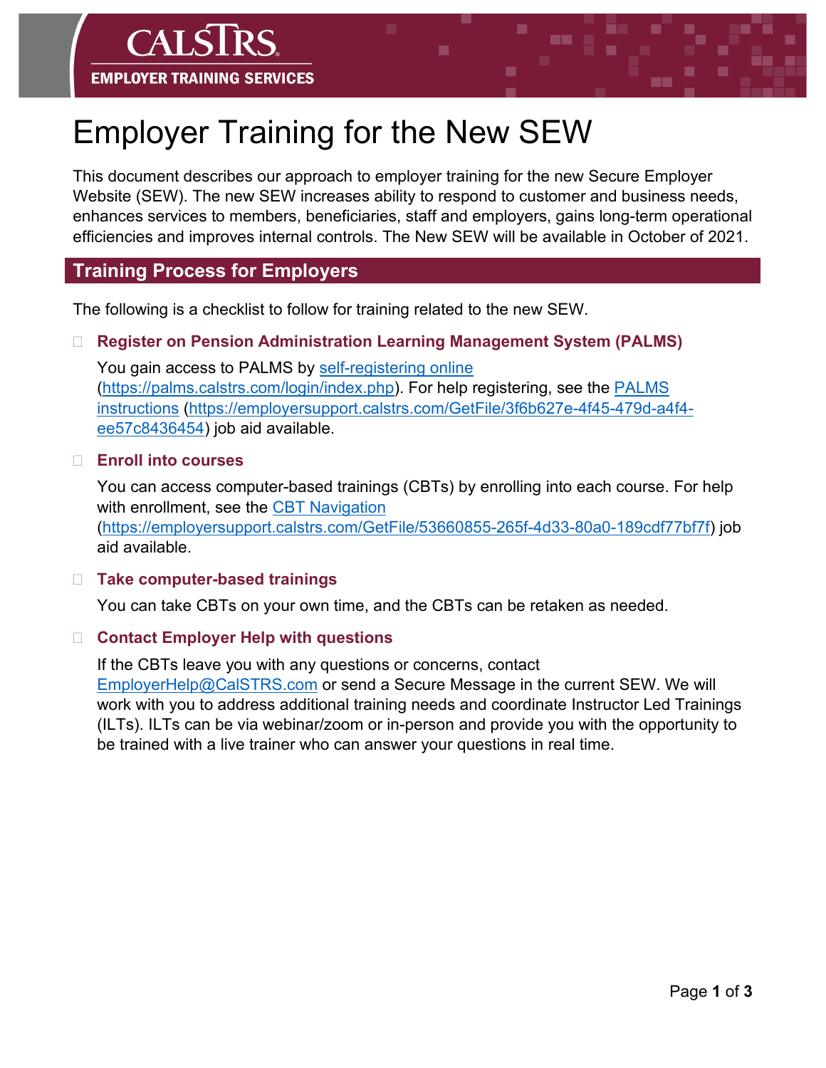CALSTRS

EMPLOYER TRAINING SERVICES

# Employer Training for the New SEW

This document describes our approach to employer training for the new Secure Employer Website (SEW). The new SEW increases ability to respond to customer and business needs, enhances services to members, beneficiaries, staff and employers, gains long-term operational efficiencies and improves internal controls. The New SEW will be available in October of 2021.

## Training Process for Employers

The following is a checklist to follow for training related to the new SEW.

- **Register on Pension Administration Learning Management System (PALMS)**

  You gain access to PALMS by [self-registering online](https://palms.calstrs.com/login/index.php) (https://palms.calstrs.com/login/index.php). For help registering, see the [PALMS instructions](https://employersupport.calstrs.com/GetFile/3f6b627e-4f45-479d-a4f4-ee57c8436454) (https://employersupport.calstrs.com/GetFile/3f6b627e-4f45-479d-a4f4-ee57c8436454) job aid available.

- **Enroll into courses**

  You can access computer-based trainings (CBTs) by enrolling into each course. For help with enrollment, see the [CBT Navigation](https://employersupport.calstrs.com/GetFile/53660855-265f-4d33-80a0-189cdf77bf7f) (https://employersupport.calstrs.com/GetFile/53660855-265f-4d33-80a0-189cdf77bf7f) job aid available.

- **Take computer-based trainings**

  You can take CBTs on your own time, and the CBTs can be retaken as needed.

- **Contact Employer Help with questions**

  If the CBTs leave you with any questions or concerns, contact EmployerHelp@CalSTRS.com or send a Secure Message in the current SEW. We will work with you to address additional training needs and coordinate Instructor Led Trainings (ILTs). ILTs can be via webinar/zoom or in-person and provide you with the opportunity to be trained with a live trainer who can answer your questions in real time.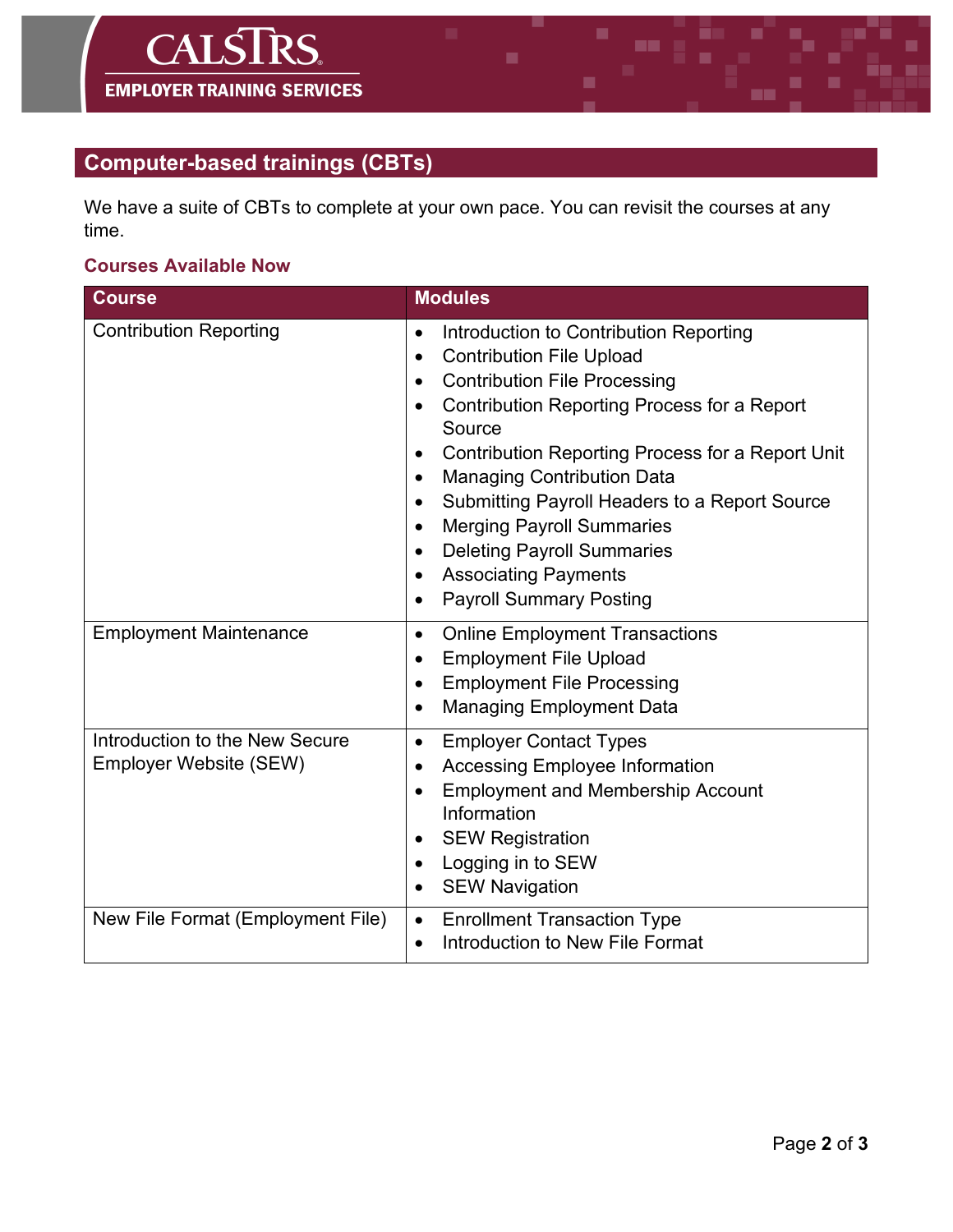## Computer-based trainings (CBTs)

We have a suite of CBTs to complete at your own pace. You can revisit the courses at any time.

### Courses Available Now

| Course | Modules |
|---|---|
| Contribution Reporting | • Introduction to Contribution Reporting<br>• Contribution File Upload<br>• Contribution File Processing<br>• Contribution Reporting Process for a Report Source<br>• Contribution Reporting Process for a Report Unit<br>• Managing Contribution Data<br>• Submitting Payroll Headers to a Report Source<br>• Merging Payroll Summaries<br>• Deleting Payroll Summaries<br>• Associating Payments<br>• Payroll Summary Posting |
| Employment Maintenance | • Online Employment Transactions<br>• Employment File Upload<br>• Employment File Processing<br>• Managing Employment Data |
| Introduction to the New Secure Employer Website (SEW) | • Employer Contact Types<br>• Accessing Employee Information<br>• Employment and Membership Account Information<br>• SEW Registration<br>• Logging in to SEW<br>• SEW Navigation |
| New File Format (Employment File) | • Enrollment Transaction Type<br>• Introduction to New File Format |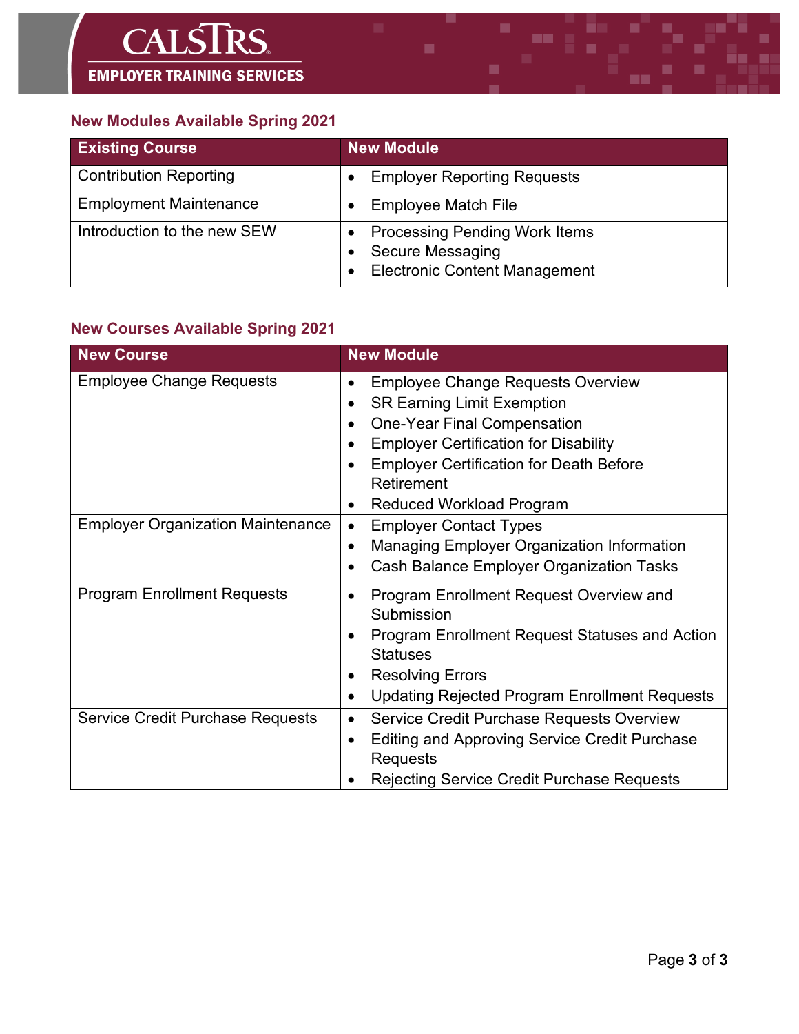## New Modules Available Spring 2021

| Existing Course | New Module |
|---|---|
| Contribution Reporting | • Employer Reporting Requests |
| Employment Maintenance | • Employee Match File |
| Introduction to the new SEW | • Processing Pending Work Items<br>• Secure Messaging<br>• Electronic Content Management |

## New Courses Available Spring 2021

| New Course | New Module |
|---|---|
| Employee Change Requests | • Employee Change Requests Overview<br>• SR Earning Limit Exemption<br>• One-Year Final Compensation<br>• Employer Certification for Disability<br>• Employer Certification for Death Before Retirement<br>• Reduced Workload Program |
| Employer Organization Maintenance | • Employer Contact Types<br>• Managing Employer Organization Information<br>• Cash Balance Employer Organization Tasks |
| Program Enrollment Requests | • Program Enrollment Request Overview and Submission<br>• Program Enrollment Request Statuses and Action Statuses<br>• Resolving Errors<br>• Updating Rejected Program Enrollment Requests |
| Service Credit Purchase Requests | • Service Credit Purchase Requests Overview<br>• Editing and Approving Service Credit Purchase Requests<br>• Rejecting Service Credit Purchase Requests |